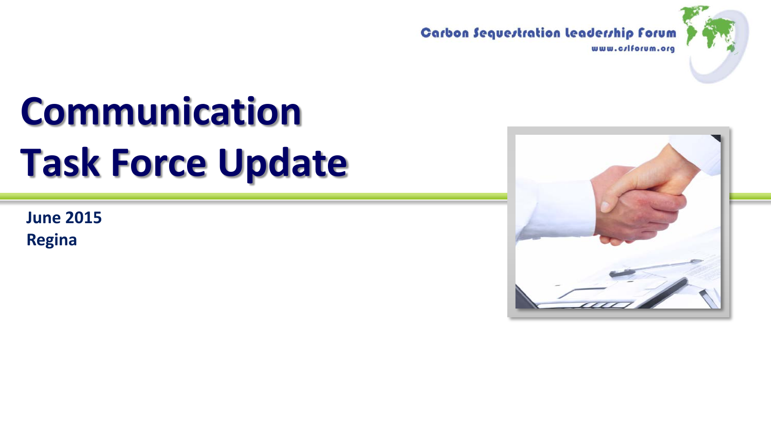Carbon Sequestration Leadership Forum
www.cslforum.org

# Communication Task Force Update

**June 2015**
**Regina**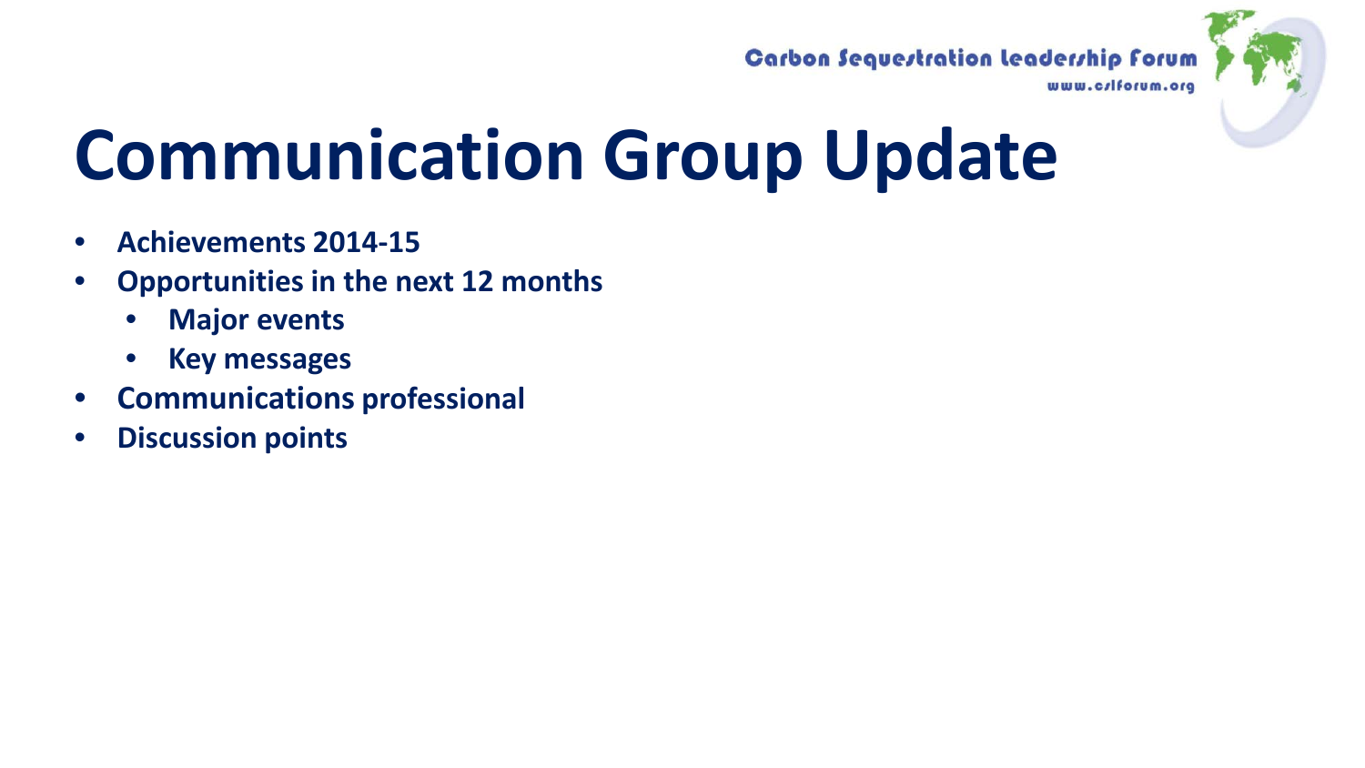# Communication Group Update

- **Achievements 2014-15**
- **Opportunities in the next 12 months**
  - **Major events**
  - **Key messages**
- **Communications professional**
- **Discussion points**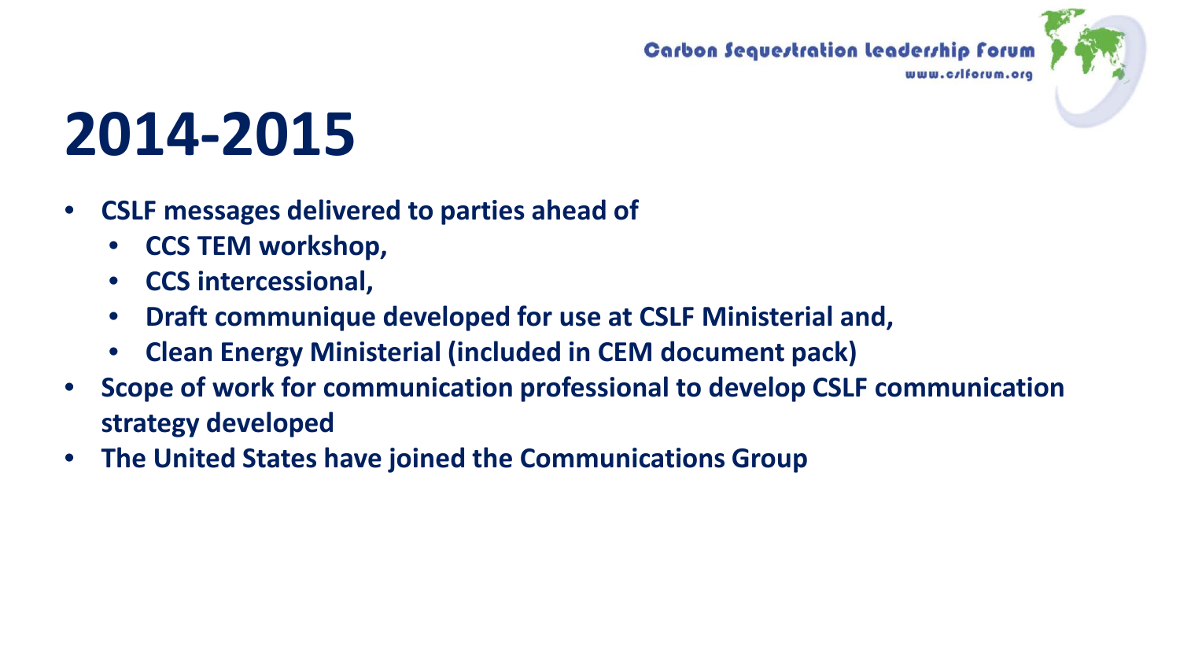# 2014-2015

- CSLF messages delivered to parties ahead of
  - CCS TEM workshop,
  - CCS intercessional,
  - Draft communique developed for use at CSLF Ministerial and,
  - Clean Energy Ministerial (included in CEM document pack)
- Scope of work for communication professional to develop CSLF communication strategy developed
- The United States have joined the Communications Group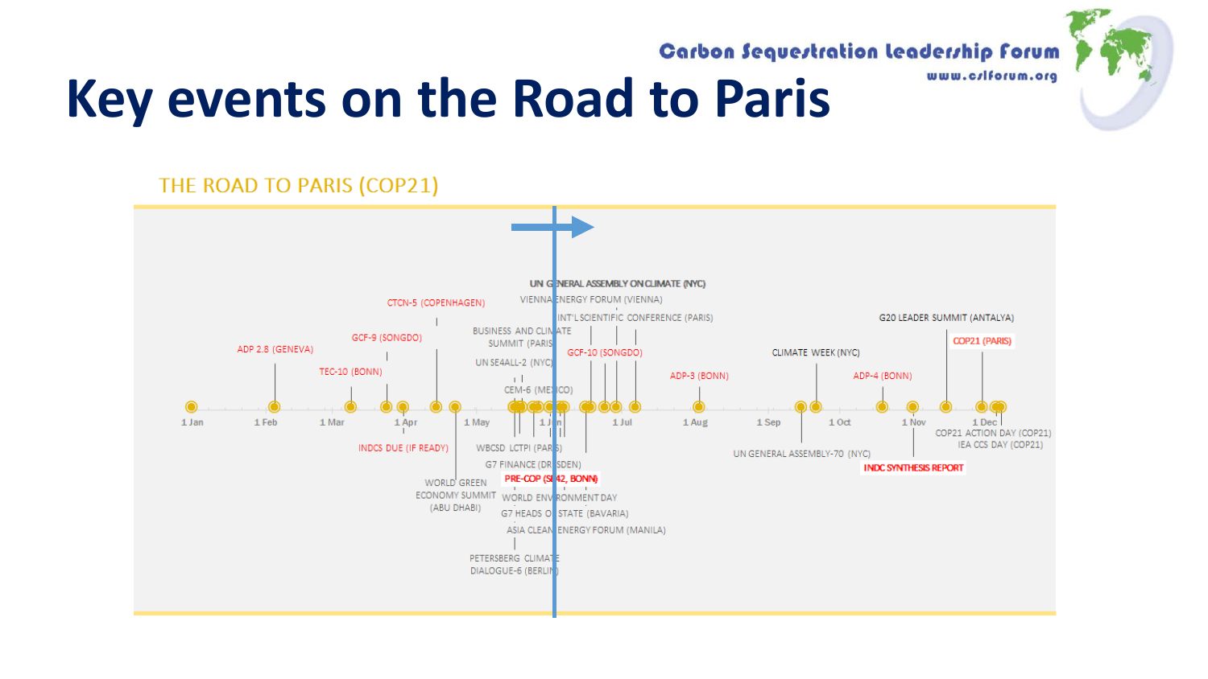# Key events on the Road to Paris

THE ROAD TO PARIS (COP21)

1 Jan | 1 Feb | 1 Mar | 1 Apr | 1 May | 1 Jun | 1 Jul | 1 Aug | 1 Sep | 1 Oct | 1 Nov | 1 Dec

- ADP 2.8 (GENEVA)
- TEC-10 (BONN)
- GCF-9 (SONGDO)
- INDCS DUE (IF READY)
- CTCN-5 (COPENHAGEN)
- WORLD GREEN ECONOMY SUMMIT (ABU DHABI)
- UN SE4ALL-2 (NYC)
- CEM-6 (MEXICO)
- BUSINESS AND CLIMATE SUMMIT (PARIS)
- PETERSBERG CLIMATE DIALOGUE-6 (BERLIN)
- ASIA CLEAN ENERGY FORUM (MANILA)
- G7 HEADS OF STATE (BAVARIA)
- WORLD ENVIRONMENT DAY
- PRE-COP (SB42, BONN)
- G7 FINANCE (DRESDEN)
- WBCSD LCTPI (PARIS)
- UN GENERAL ASSEMBLY ON CLIMATE (NYC)
- VIENNA ENERGY FORUM (VIENNA)
- INT'L SCIENTIFIC CONFERENCE (PARIS)
- GCF-10 (SONGDO)
- ADP-3 (BONN)
- UN GENERAL ASSEMBLY-70 (NYC)
- CLIMATE WEEK (NYC)
- ADP-4 (BONN)
- INDC SYNTHESIS REPORT
- G20 LEADER SUMMIT (ANTALYA)
- COP21 (PARIS)
- COP21 ACTION DAY (COP21)
- IEA CCS DAY (COP21)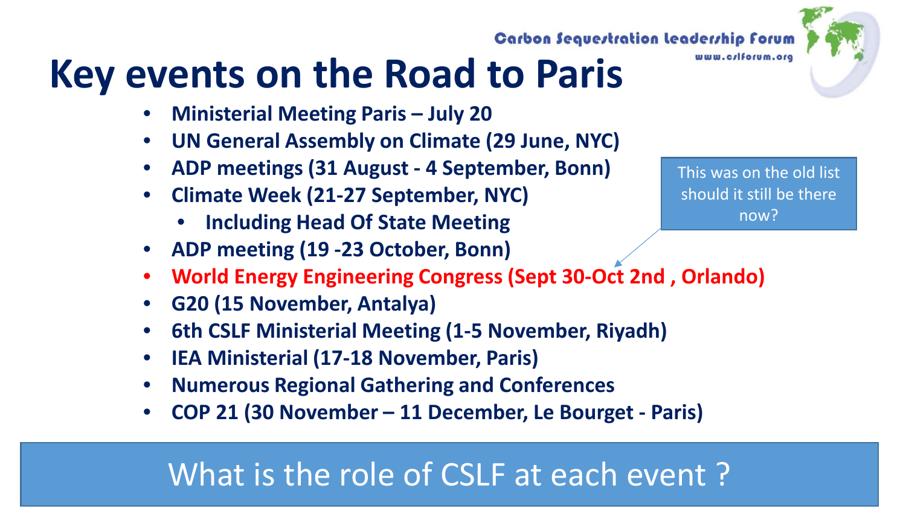Carbon Sequestration Leadership Forum
www.cslforum.org

# Key events on the Road to Paris

- Ministerial Meeting Paris – July 20
- UN General Assembly on Climate (29 June, NYC)
- ADP meetings (31 August - 4 September, Bonn)
- Climate Week (21-27 September, NYC)
  - Including Head Of State Meeting
- ADP meeting (19 -23 October, Bonn)
- World Energy Engineering Congress (Sept 30-Oct 2nd , Orlando)
- G20 (15 November, Antalya)
- 6th CSLF Ministerial Meeting (1-5 November, Riyadh)
- IEA Ministerial (17-18 November, Paris)
- Numerous Regional Gathering and Conferences
- COP 21 (30 November – 11 December, Le Bourget - Paris)

This was on the old list should it still be there now?

What is the role of CSLF at each event ?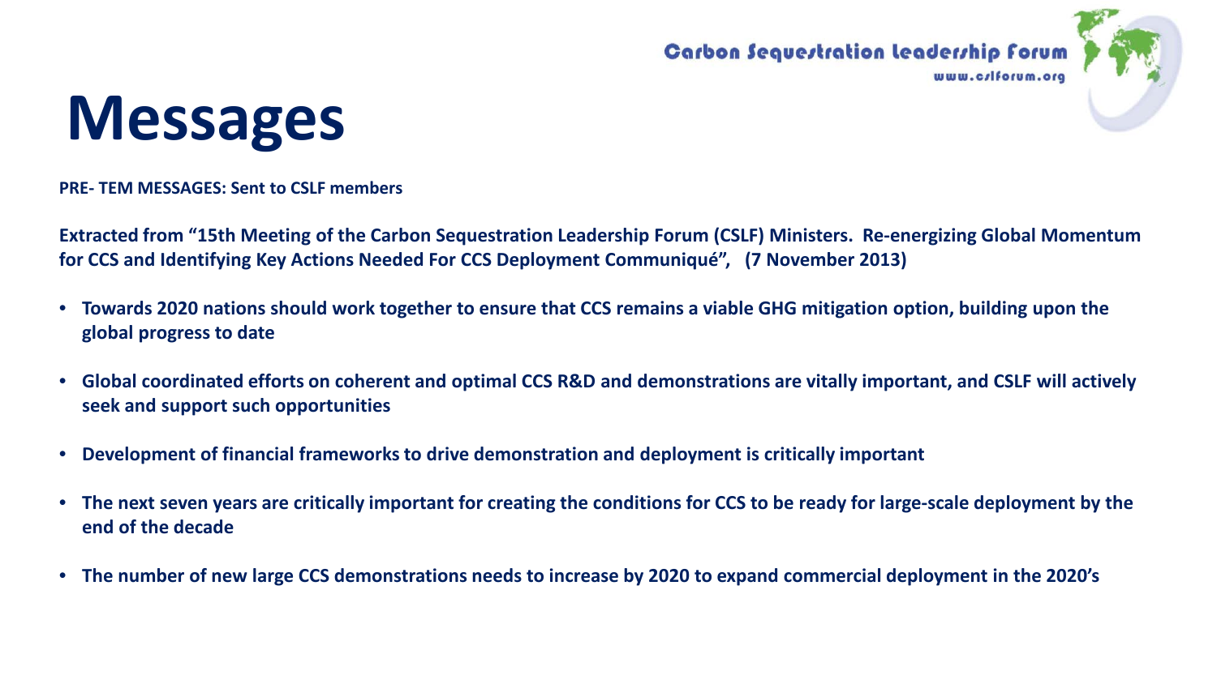# Messages

**PRE- TEM MESSAGES: Sent to CSLF members**

**Extracted from "15th Meeting of the Carbon Sequestration Leadership Forum (CSLF) Ministers. Re-energizing Global Momentum for CCS and Identifying Key Actions Needed For CCS Deployment Communiqué", (7 November 2013)**

- **Towards 2020 nations should work together to ensure that CCS remains a viable GHG mitigation option, building upon the global progress to date**
- **Global coordinated efforts on coherent and optimal CCS R&D and demonstrations are vitally important, and CSLF will actively seek and support such opportunities**
- **Development of financial frameworks to drive demonstration and deployment is critically important**
- **The next seven years are critically important for creating the conditions for CCS to be ready for large-scale deployment by the end of the decade**
- **The number of new large CCS demonstrations needs to increase by 2020 to expand commercial deployment in the 2020's**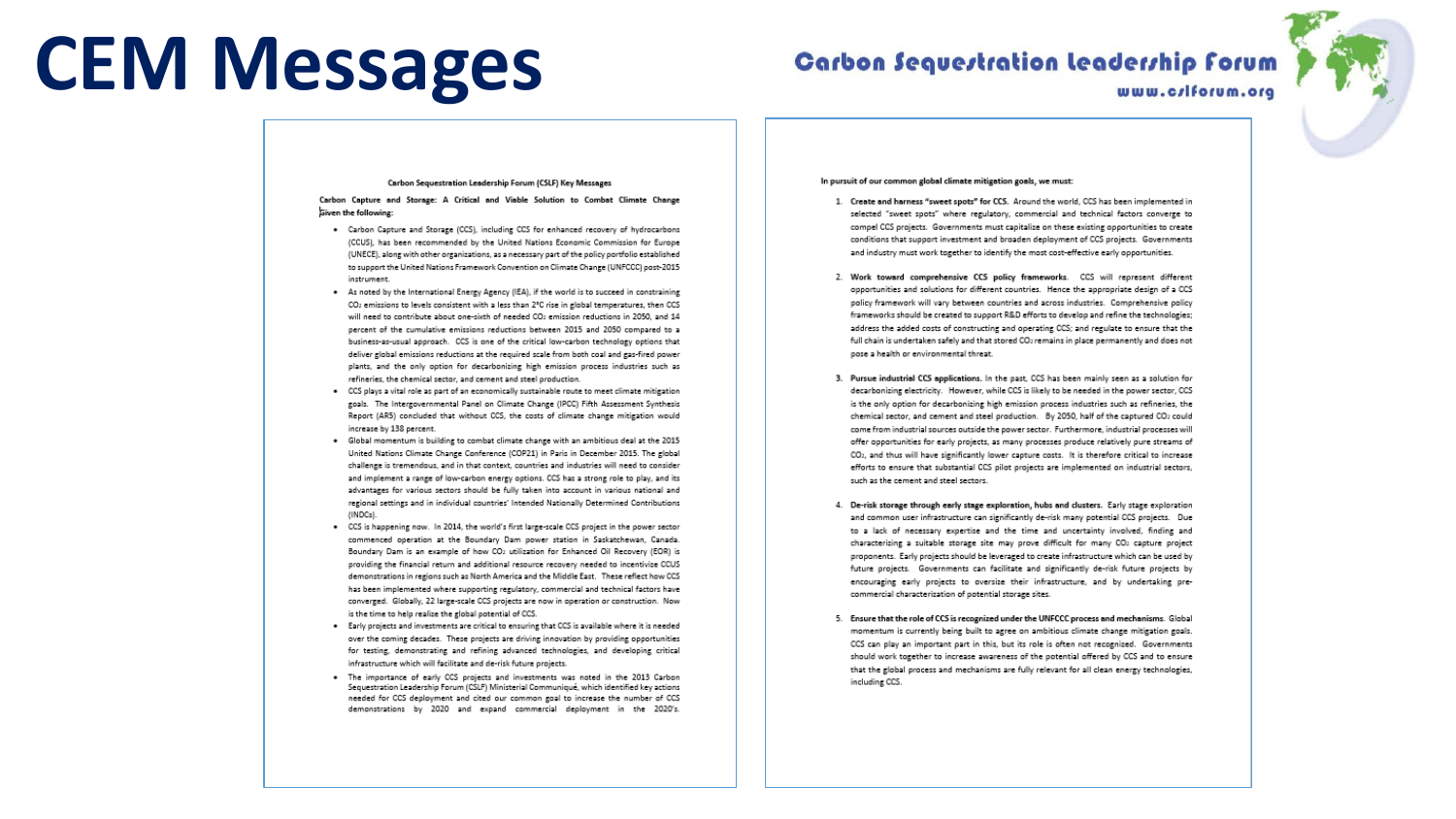# CEM Messages

Carbon Sequestration Leadership Forum
www.cslforum.org

**Carbon Sequestration Leadership Forum (CSLF) Key Messages**

**Carbon Capture and Storage: A Critical and Viable Solution to Combat Climate Change Given the following:**

- Carbon Capture and Storage (CCS), including CCS for enhanced recovery of hydrocarbons (CCUS), has been recommended by the United Nations Economic Commission for Europe (UNECE), along with other organizations, as a necessary part of the policy portfolio established to support the United Nations Framework Convention on Climate Change (UNFCCC) post-2015 instrument.
- As noted by the International Energy Agency (IEA), if the world is to succeed in constraining $CO_2$ emissions to levels consistent with a less than 2°C rise in global temperatures, then CCS will need to contribute about one-sixth of needed $CO_2$ emission reductions in 2050, and 14 percent of the cumulative emissions reductions between 2015 and 2050 compared to a business-as-usual approach. CCS is one of the critical low-carbon technology options that deliver global emissions reductions at the required scale from both coal and gas-fired power plants, and the only option for decarbonizing high emission process industries such as refineries, the chemical sector, and cement and steel production.
- CCS plays a vital role as part of an economically sustainable route to meet climate mitigation goals. The Intergovernmental Panel on Climate Change (IPCC) Fifth Assessment Synthesis Report (AR5) concluded that without CCS, the costs of climate change mitigation would increase by 138 percent.
- Global momentum is building to combat climate change with an ambitious deal at the 2015 United Nations Climate Change Conference (COP21) in Paris in December 2015. The global challenge is tremendous, and in that context, countries and industries will need to consider and implement a range of low-carbon energy options. CCS has a strong role to play, and its advantages for various sectors should be fully taken into account in various national and regional settings and in individual countries' Intended Nationally Determined Contributions (INDCs).
- CCS is happening now. In 2014, the world's first large-scale CCS project in the power sector commenced operation at the Boundary Dam power station in Saskatchewan, Canada. Boundary Dam is an example of how $CO_2$ utilization for Enhanced Oil Recovery (EOR) is providing the financial return and additional resource recovery needed to incentivize CCUS demonstrations in regions such as North America and the Middle East. These reflect how CCS has been implemented where supporting regulatory, commercial and technical factors have converged. Globally, 22 large-scale CCS projects are now in operation or construction. Now is the time to help realize the global potential of CCS.
- Early projects and investments are critical to ensuring that CCS is available where it is needed over the coming decades. These projects are driving innovation by providing opportunities for testing, demonstrating and refining advanced technologies, and developing critical infrastructure which will facilitate and de-risk future projects.
- The importance of early CCS projects and investments was noted in the 2013 Carbon Sequestration Leadership Forum (CSLF) Ministerial Communiqué, which identified key actions needed for CCS deployment and cited our common goal to increase the number of CCS demonstrations by 2020 and expand commercial deployment in the 2020's.

**In pursuit of our common global climate mitigation goals, we must:**

1. **Create and harness "sweet spots" for CCS.** Around the world, CCS has been implemented in selected "sweet spots" where regulatory, commercial and technical factors converge to compel CCS projects. Governments must capitalize on these existing opportunities to create conditions that support investment and broaden deployment of CCS projects. Governments and industry must work together to identify the most cost-effective early opportunities.
2. **Work toward comprehensive CCS policy frameworks.** CCS will represent different opportunities and solutions for different countries. Hence the appropriate design of a CCS policy framework will vary between countries and across industries. Comprehensive policy frameworks should be created to support R&D efforts to develop and refine the technologies; address the added costs of constructing and operating CCS; and regulate to ensure that the full chain is undertaken safely and that stored $CO_2$ remains in place permanently and does not pose a health or environmental threat.
3. **Pursue industrial CCS applications.** In the past, CCS has been mainly seen as a solution for decarbonizing electricity. However, while CCS is likely to be needed in the power sector, CCS is the only option for decarbonizing high emission process industries such as refineries, the chemical sector, and cement and steel production. By 2050, half of the captured $CO_2$ could come from industrial sources outside the power sector. Furthermore, industrial processes will offer opportunities for early projects, as many processes produce relatively pure streams of $CO_2$, and thus will have significantly lower capture costs. It is therefore critical to increase efforts to ensure that substantial CCS pilot projects are implemented on industrial sectors, such as the cement and steel sectors.
4. **De-risk storage through early stage exploration, hubs and clusters.** Early stage exploration and common user infrastructure can significantly de-risk many potential CCS projects. Due to a lack of necessary expertise and the time and uncertainty involved, finding and characterizing a suitable storage site may prove difficult for many $CO_2$ capture project proponents. Early projects should be leveraged to create infrastructure which can be used by future projects. Governments can facilitate and significantly de-risk future projects by encouraging early projects to oversize their infrastructure, and by undertaking pre-commercial characterization of potential storage sites.
5. **Ensure that the role of CCS is recognized under the UNFCCC process and mechanisms.** Global momentum is currently being built to agree on ambitious climate change mitigation goals. CCS can play an important part in this, but its role is often not recognized. Governments should work together to increase awareness of the potential offered by CCS and to ensure that the global process and mechanisms are fully relevant for all clean energy technologies, including CCS.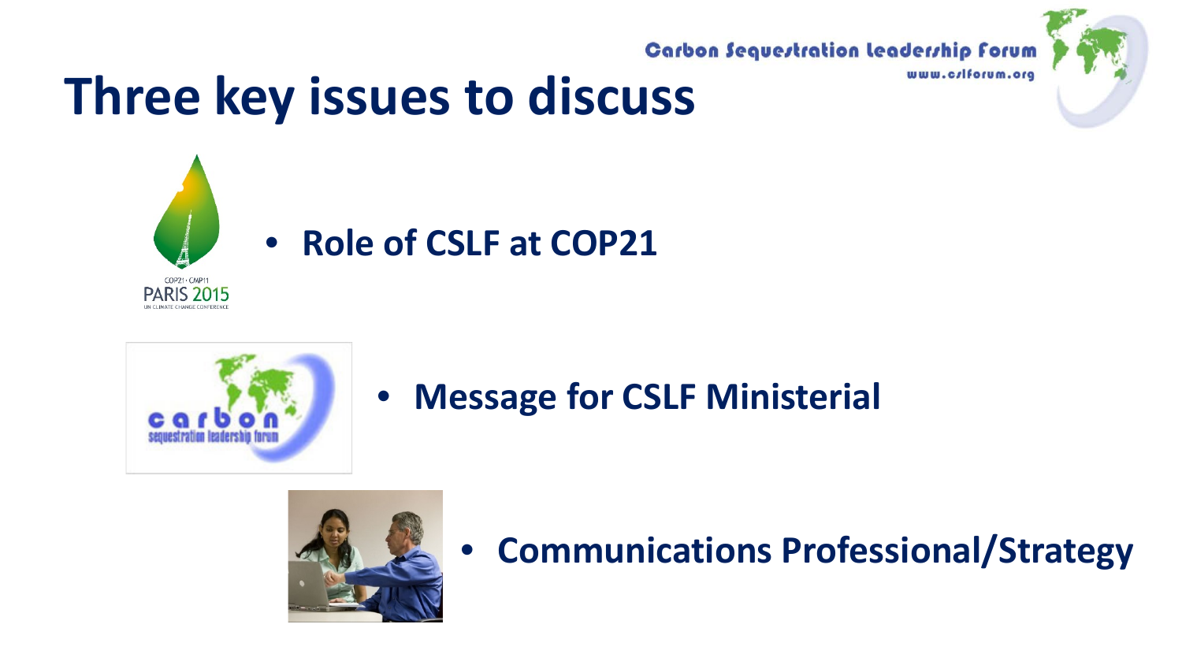# Three key issues to discuss

- **Role of CSLF at COP21**
- **Message for CSLF Ministerial**
- **Communications Professional/Strategy**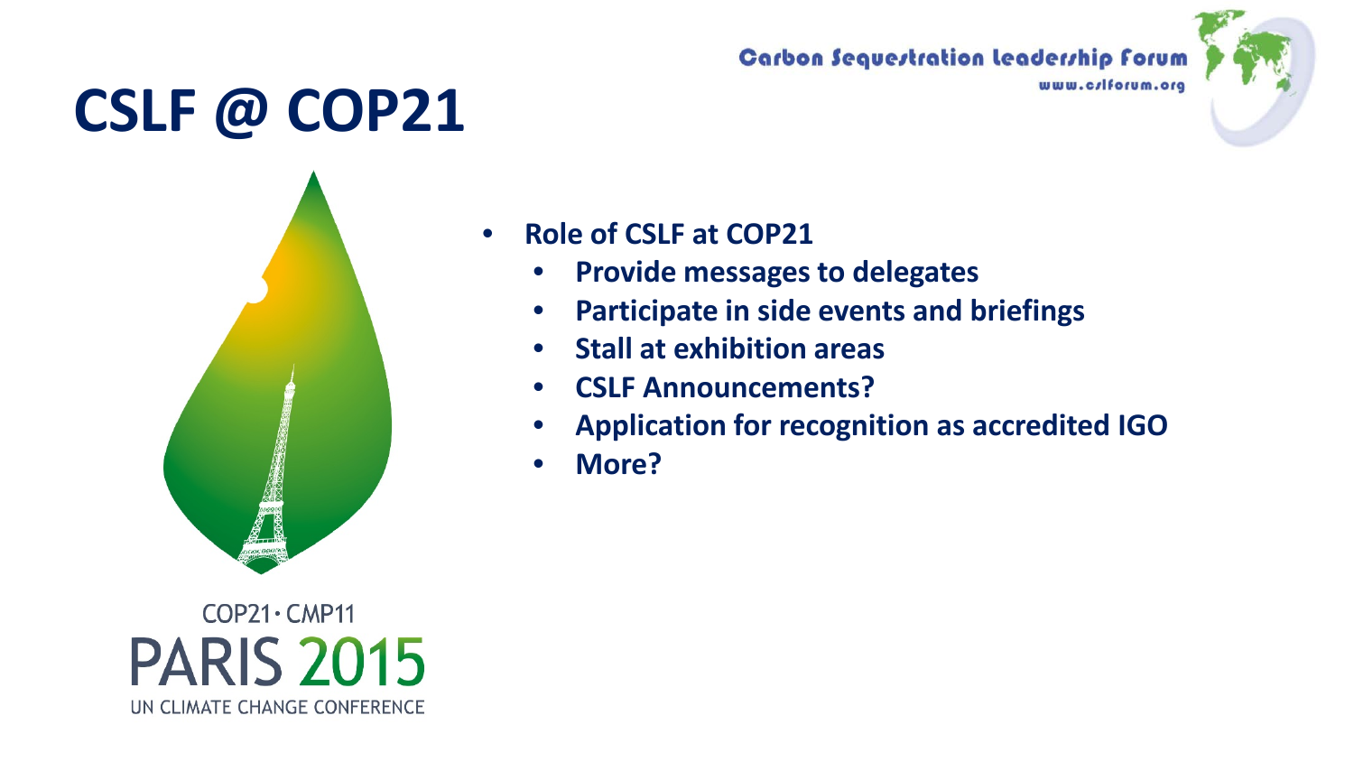# CSLF @ COP21

- Role of CSLF at COP21
  - Provide messages to delegates
  - Participate in side events and briefings
  - Stall at exhibition areas
  - CSLF Announcements?
  - Application for recognition as accredited IGO
  - More?

COP21 · CMP11
PARIS 2015
UN CLIMATE CHANGE CONFERENCE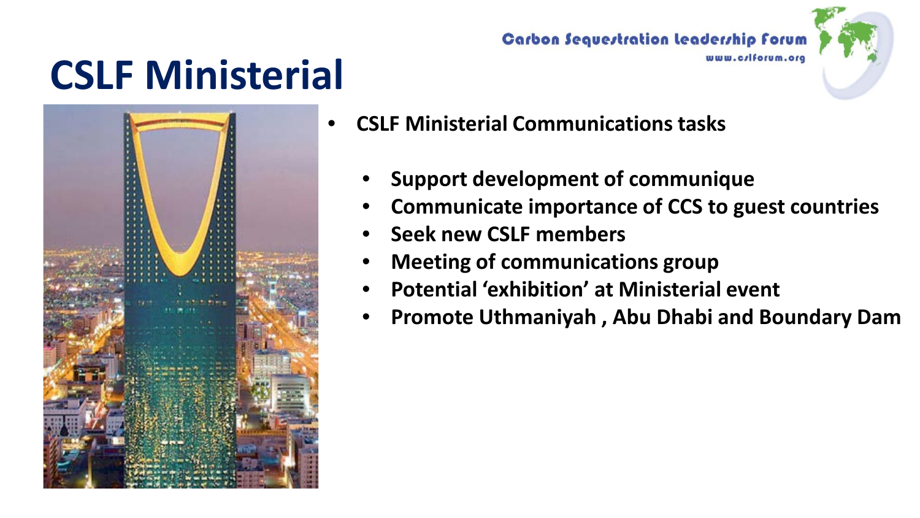# CSLF Ministerial

- **CSLF Ministerial Communications tasks**
  - **Support development of communique**
  - **Communicate importance of CCS to guest countries**
  - **Seek new CSLF members**
  - **Meeting of communications group**
  - **Potential 'exhibition' at Ministerial event**
  - **Promote Uthmaniyah , Abu Dhabi and Boundary Dam**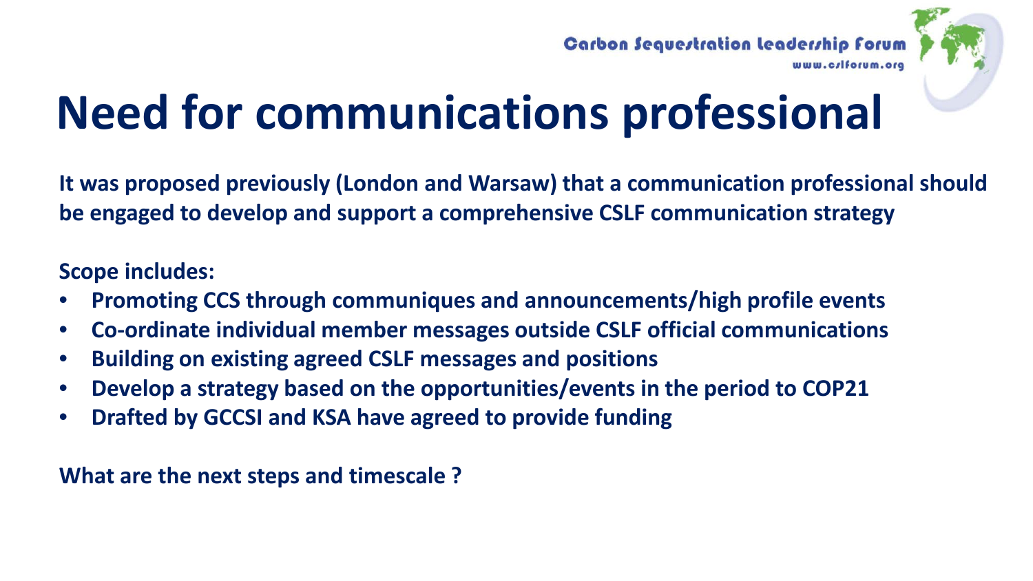# Need for communications professional

**It was proposed previously (London and Warsaw) that a communication professional should be engaged to develop and support a comprehensive CSLF communication strategy**

**Scope includes:**

- **Promoting CCS through communiques and announcements/high profile events**
- **Co-ordinate individual member messages outside CSLF official communications**
- **Building on existing agreed CSLF messages and positions**
- **Develop a strategy based on the opportunities/events in the period to COP21**
- **Drafted by GCCSI and KSA have agreed to provide funding**

**What are the next steps and timescale ?**